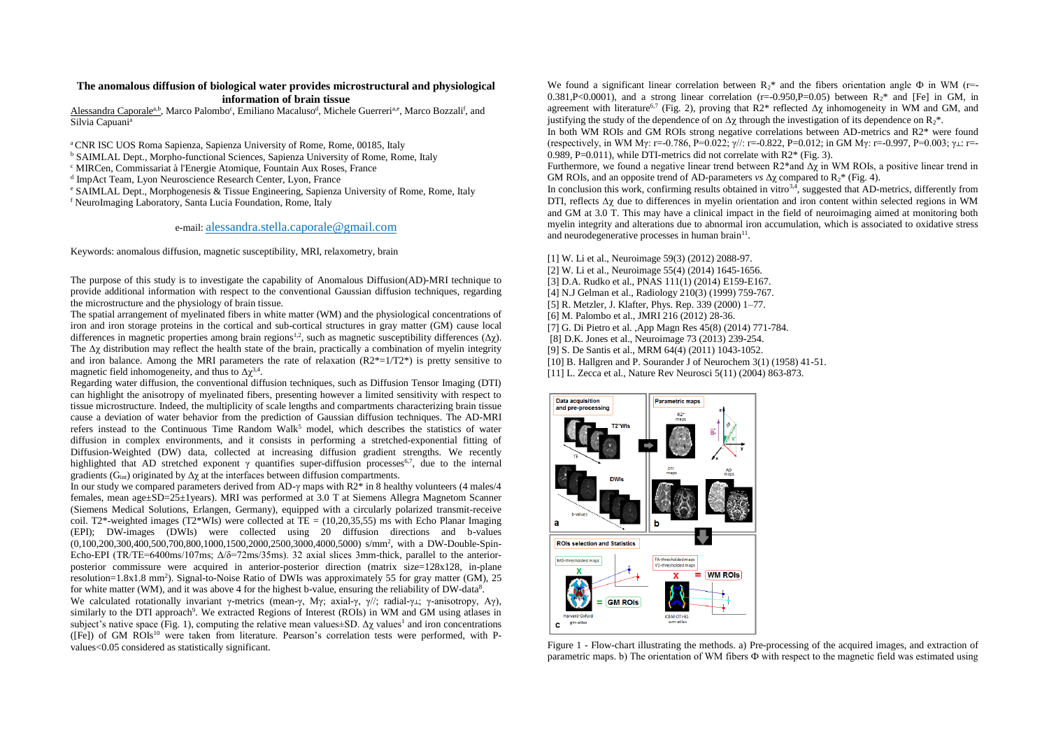# The anomalous diffusion of biological water provides microstructural and physiological information of brain tissue

Alessandra Caporale[a,b], Marco Palombo[c], Emiliano Macaluso[d], Michele Guerreri[a,e], Marco Bozzali[f], and Silvia Capuani[a]

[a] CNR ISC UOS Roma Sapienza, Sapienza University of Rome, Rome, 00185, Italy
[b] SAIMLAL Dept., Morpho-functional Sciences, Sapienza University of Rome, Rome, Italy
[c] MIRCen, Commissariat à l'Energie Atomique, Fountain Aux Roses, France
[d] ImpAct Team, Lyon Neuroscience Research Center, Lyon, France
[e] SAIMLAL Dept., Morphogenesis & Tissue Engineering, Sapienza University of Rome, Rome, Italy
[f] NeuroImaging Laboratory, Santa Lucia Foundation, Rome, Italy

e-mail: alessandra.stella.caporale@gmail.com

Keywords: anomalous diffusion, magnetic susceptibility, MRI, relaxometry, brain

The purpose of this study is to investigate the capability of Anomalous Diffusion(AD)-MRI technique to provide additional information with respect to the conventional Gaussian diffusion techniques, regarding the microstructure and the physiology of brain tissue.

The spatial arrangement of myelinated fibers in white matter (WM) and the physiological concentrations of iron and iron storage proteins in the cortical and sub-cortical structures in gray matter (GM) cause local differences in magnetic properties among brain regions[1,2], such as magnetic susceptibility differences ($\Delta\chi$). The $\Delta\chi$ distribution may reflect the health state of the brain, practically a combination of myelin integrity and iron balance. Among the MRI parameters the rate of relaxation ($R2^*=1/T2^*$) is pretty sensitive to magnetic field inhomogeneity, and thus to $\Delta\chi$[3,4].

Regarding water diffusion, the conventional diffusion techniques, such as Diffusion Tensor Imaging (DTI) can highlight the anisotropy of myelinated fibers, presenting however a limited sensitivity with respect to tissue microstructure. Indeed, the multiplicity of scale lengths and compartments characterizing brain tissue cause a deviation of water behavior from the prediction of Gaussian diffusion techniques. The AD-MRI refers instead to the Continuous Time Random Walk[5] model, which describes the statistics of water diffusion in complex environments, and it consists in performing a stretched-exponential fitting of Diffusion-Weighted (DW) data, collected at increasing diffusion gradient strengths. We recently highlighted that AD stretched exponent $\gamma$ quantifies super-diffusion processes[6,7], due to the internal gradients ($G_{int}$) originated by $\Delta\chi$ at the interfaces between diffusion compartments.

In our study we compared parameters derived from AD-$\gamma$ maps with R2* in 8 healthy volunteers (4 males/4 females, mean age±SD=25±1years). MRI was performed at 3.0 T at Siemens Allegra Magnetom Scanner (Siemens Medical Solutions, Erlangen, Germany), equipped with a circularly polarized transmit-receive coil. T2*-weighted images (T2*WIs) were collected at TE = (10,20,35,55) ms with Echo Planar Imaging (EPI); DW-images (DWIs) were collected using 20 diffusion directions and b-values (0,100,200,300,400,500,700,800,1000,1500,2000,2500,3000,4000,5000) s/mm$^2$, with a DW-Double-Spin-Echo-EPI (TR/TE=6400ms/107ms; $\Delta/\delta$=72ms/35ms). 32 axial slices 3mm-thick, parallel to the anterior-posterior commissure were acquired in anterior-posterior direction (matrix size=128x128, in-plane resolution=1.8x1.8 mm$^2$). Signal-to-Noise Ratio of DWIs was approximately 55 for gray matter (GM), 25 for white matter (WM), and it was above 4 for the highest b-value, ensuring the reliability of DW-data[8].

We calculated rotationally invariant $\gamma$-metrics (mean-$\gamma$, M$\gamma$; axial-$\gamma$, $\gamma_{//}$; radial-$\gamma_\perp$; $\gamma$-anisotropy, A$\gamma$), similarly to the DTI approach[9]. We extracted Regions of Interest (ROIs) in WM and GM using atlases in subject's native space (Fig. 1), computing the relative mean values±SD. $\Delta\chi$ values[1] and iron concentrations ([Fe]) of GM ROIs[10] were taken from literature. Pearson's correlation tests were performed, with P-values<0.05 considered as statistically significant.

We found a significant linear correlation between $R_2^*$ and the fibers orientation angle $\Phi$ in WM (r=-0.381,P<0.0001), and a strong linear correlation (r=-0.950,P=0.05) between $R_2^*$ and [Fe] in GM, in agreement with literature[6,7] (Fig. 2), proving that R2* reflected $\Delta\chi$ inhomogeneity in WM and GM, and justifying the study of the dependence of on $\Delta\chi$ through the investigation of its dependence on $R_2^*$.

In both WM ROIs and GM ROIs strong negative correlations between AD-metrics and R2* were found (respectively, in WM M$\gamma$: r=-0.786, P=0.022; $\gamma_{//}$: r=-0.822, P=0.012; in GM M$\gamma$: r=-0.997, P=0.003; $\gamma_\perp$: r=-0.989, P=0.011), while DTI-metrics did not correlate with R2* (Fig. 3).

Furthermore, we found a negative linear trend between R2*and $\Delta\chi$ in WM ROIs, a positive linear trend in GM ROIs, and an opposite trend of AD-parameters *vs* $\Delta\chi$ compared to $R_2^*$ (Fig. 4).

In conclusion this work, confirming results obtained in vitro[3,4], suggested that AD-metrics, differently from DTI, reflects $\Delta\chi$ due to differences in myelin orientation and iron content within selected regions in WM and GM at 3.0 T. This may have a clinical impact in the field of neuroimaging aimed at monitoring both myelin integrity and alterations due to abnormal iron accumulation, which is associated to oxidative stress and neurodegenerative processes in human brain[11].

[1] W. Li et al., Neuroimage 59(3) (2012) 2088-97.
[2] W. Li et al., Neuroimage 55(4) (2014) 1645-1656.
[3] D.A. Rudko et al., PNAS 111(1) (2014) E159-E167.
[4] N.J Gelman et al., Radiology 210(3) (1999) 759-767.
[5] R. Metzler, J. Klafter, Phys. Rep. 339 (2000) 1–77.
[6] M. Palombo et al., JMRI 216 (2012) 28-36.
[7] G. Di Pietro et al. ,App Magn Res 45(8) (2014) 771-784.
[8] D.K. Jones et al., Neuroimage 73 (2013) 239-254.
[9] S. De Santis et al., MRM 64(4) (2011) 1043-1052.
[10] B. Hallgren and P. Sourander J of Neurochem 3(1) (1958) 41-51.
[11] L. Zecca et al., Nature Rev Neurosci 5(11) (2004) 863-873.

Figure 1 - Flow-chart illustrating the methods. a) Pre-processing of the acquired images, and extraction of parametric maps. b) The orientation of WM fibers $\Phi$ with respect to the magnetic field was estimated using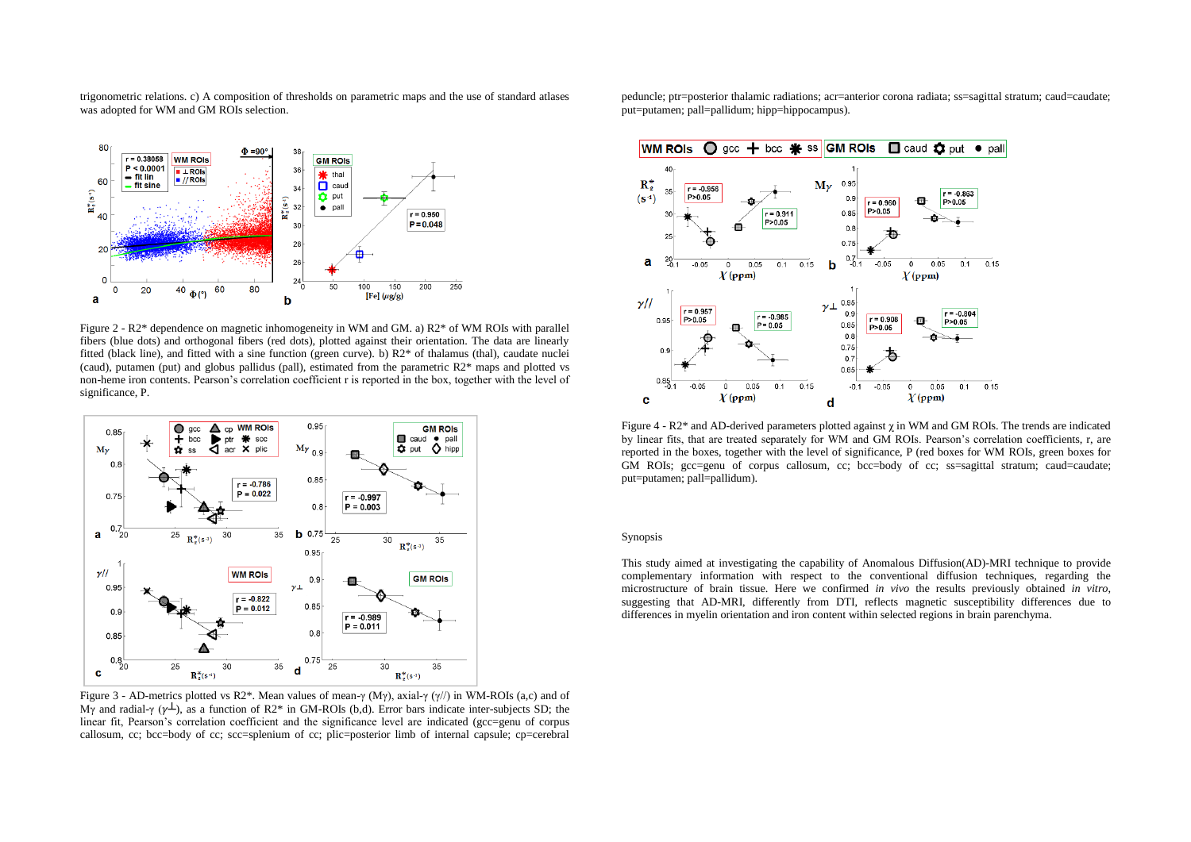trigonometric relations. c) A composition of thresholds on parametric maps and the use of standard atlases was adopted for WM and GM ROIs selection.

r = 0.38058
P < 0.0001
fit lin
fit sine
WM ROIs
⊥ ROIs
// ROIs
Φ =90°
$R_2^*$ (s⁻¹)
Φ (°)
a

GM ROIs
thal
caud
put
pall
r = 0.950
P = 0.048
$R_2^*$ (s⁻¹)
[Fe] (μg/g)
b

Figure 2 - R2* dependence on magnetic inhomogeneity in WM and GM. a) R2* of WM ROIs with parallel fibers (blue dots) and orthogonal fibers (red dots), plotted against their orientation. The data are linearly fitted (black line), and fitted with a sine function (green curve). b) R2* of thalamus (thal), caudate nuclei (caud), putamen (put) and globus pallidus (pall), estimated from the parametric R2* maps and plotted vs non-heme iron contents. Pearson's correlation coefficient r is reported in the box, together with the level of significance, P.

WM ROIs: gcc, bcc, ss, cp, ptr, acr, scc, plic
r = -0.786
P = 0.022
GM ROIs: caud, put, pall, hipp
r = -0.997
P = 0.003
WM ROIs
r = -0.822
P = 0.012
GM ROIs
r = -0.989
P = 0.011

Figure 3 - AD-metrics plotted vs R2*. Mean values of mean-γ (Mγ), axial-γ (γ//) in WM-ROIs (a,c) and of Mγ and radial-γ (γ⊥), as a function of R2* in GM-ROIs (b,d). Error bars indicate inter-subjects SD; the linear fit, Pearson's correlation coefficient and the significance level are indicated (gcc=genu of corpus callosum, cc; bcc=body of cc; scc=splenium of cc; plic=posterior limb of internal capsule; cp=cerebral peduncle; ptr=posterior thalamic radiations; acr=anterior corona radiata; ss=sagittal stratum; caud=caudate; put=putamen; pall=pallidum; hipp=hippocampus).

WM ROIs: gcc, bcc, ss
GM ROIs: caud, put, pall
a: r = -0.956, P>0.05; r = 0.911, P>0.05
b: r = 0.960, P>0.05; r = -0.863, P>0.05
c: r = 0.957, P>0.05; r = -0.985, P = 0.05
d: r = 0.908, P>0.05; r = -0.804, P>0.05
χ (ppm)

Figure 4 - R2* and AD-derived parameters plotted against χ in WM and GM ROIs. The trends are indicated by linear fits, that are treated separately for WM and GM ROIs. Pearson's correlation coefficients, r, are reported in the boxes, together with the level of significance, P (red boxes for WM ROIs, green boxes for GM ROIs; gcc=genu of corpus callosum, cc; bcc=body of cc; ss=sagittal stratum; caud=caudate; put=putamen; pall=pallidum).

Synopsis

This study aimed at investigating the capability of Anomalous Diffusion(AD)-MRI technique to provide complementary information with respect to the conventional diffusion techniques, regarding the microstructure of brain tissue. Here we confirmed *in vivo* the results previously obtained *in vitro*, suggesting that AD-MRI, differently from DTI, reflects magnetic susceptibility differences due to differences in myelin orientation and iron content within selected regions in brain parenchyma.